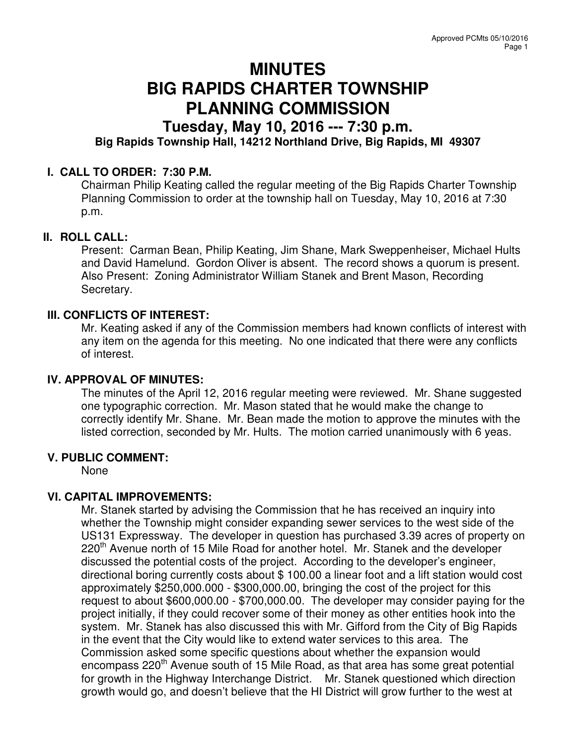# MINUTES
# BIG RAPIDS CHARTER TOWNSHIP
# PLANNING COMMISSION
## Tuesday, May 10, 2016 --- 7:30 p.m.
### Big Rapids Township Hall, 14212 Northland Drive, Big Rapids, MI 49307

## I. CALL TO ORDER: 7:30 P.M.

Chairman Philip Keating called the regular meeting of the Big Rapids Charter Township Planning Commission to order at the township hall on Tuesday, May 10, 2016 at 7:30 p.m.

## II. ROLL CALL:

Present: Carman Bean, Philip Keating, Jim Shane, Mark Sweppenheiser, Michael Hults and David Hamelund. Gordon Oliver is absent. The record shows a quorum is present. Also Present: Zoning Administrator William Stanek and Brent Mason, Recording Secretary.

## III. CONFLICTS OF INTEREST:

Mr. Keating asked if any of the Commission members had known conflicts of interest with any item on the agenda for this meeting. No one indicated that there were any conflicts of interest.

## IV. APPROVAL OF MINUTES:

The minutes of the April 12, 2016 regular meeting were reviewed. Mr. Shane suggested one typographic correction. Mr. Mason stated that he would make the change to correctly identify Mr. Shane. Mr. Bean made the motion to approve the minutes with the listed correction, seconded by Mr. Hults. The motion carried unanimously with 6 yeas.

## V. PUBLIC COMMENT:

None

## VI. CAPITAL IMPROVEMENTS:

Mr. Stanek started by advising the Commission that he has received an inquiry into whether the Township might consider expanding sewer services to the west side of the US131 Expressway. The developer in question has purchased 3.39 acres of property on 220th Avenue north of 15 Mile Road for another hotel. Mr. Stanek and the developer discussed the potential costs of the project. According to the developer's engineer, directional boring currently costs about $ 100.00 a linear foot and a lift station would cost approximately $250,000.000 - $300,000.00, bringing the cost of the project for this request to about $600,000.00 - $700,000.00. The developer may consider paying for the project initially, if they could recover some of their money as other entities hook into the system. Mr. Stanek has also discussed this with Mr. Gifford from the City of Big Rapids in the event that the City would like to extend water services to this area. The Commission asked some specific questions about whether the expansion would encompass 220th Avenue south of 15 Mile Road, as that area has some great potential for growth in the Highway Interchange District. Mr. Stanek questioned which direction growth would go, and doesn't believe that the HI District will grow further to the west at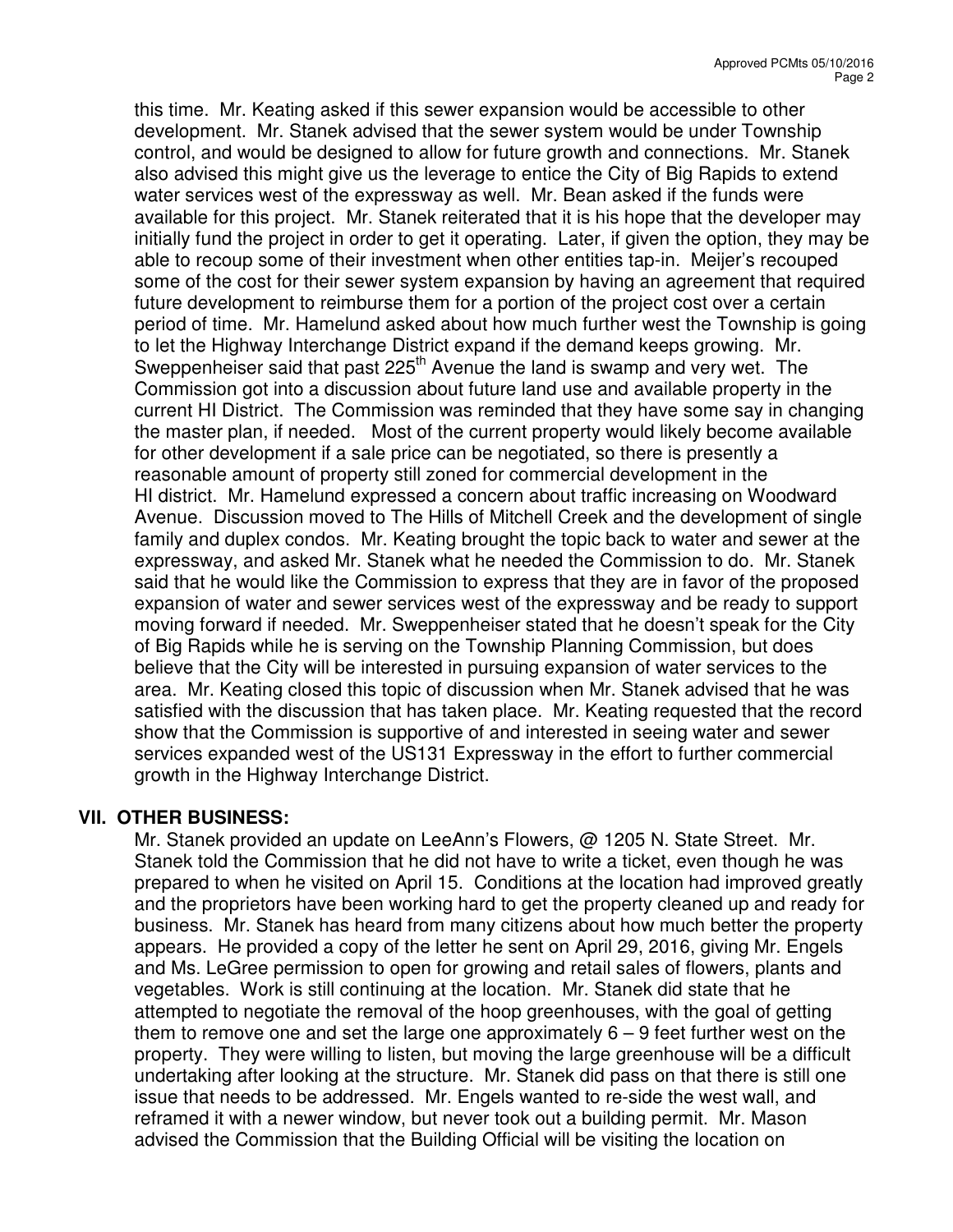this time. Mr. Keating asked if this sewer expansion would be accessible to other development. Mr. Stanek advised that the sewer system would be under Township control, and would be designed to allow for future growth and connections. Mr. Stanek also advised this might give us the leverage to entice the City of Big Rapids to extend water services west of the expressway as well. Mr. Bean asked if the funds were available for this project. Mr. Stanek reiterated that it is his hope that the developer may initially fund the project in order to get it operating. Later, if given the option, they may be able to recoup some of their investment when other entities tap-in. Meijer's recouped some of the cost for their sewer system expansion by having an agreement that required future development to reimburse them for a portion of the project cost over a certain period of time. Mr. Hamelund asked about how much further west the Township is going to let the Highway Interchange District expand if the demand keeps growing. Mr. Sweppenheiser said that past 225th Avenue the land is swamp and very wet. The Commission got into a discussion about future land use and available property in the current HI District. The Commission was reminded that they have some say in changing the master plan, if needed. Most of the current property would likely become available for other development if a sale price can be negotiated, so there is presently a reasonable amount of property still zoned for commercial development in the HI district. Mr. Hamelund expressed a concern about traffic increasing on Woodward Avenue. Discussion moved to The Hills of Mitchell Creek and the development of single family and duplex condos. Mr. Keating brought the topic back to water and sewer at the expressway, and asked Mr. Stanek what he needed the Commission to do. Mr. Stanek said that he would like the Commission to express that they are in favor of the proposed expansion of water and sewer services west of the expressway and be ready to support moving forward if needed. Mr. Sweppenheiser stated that he doesn't speak for the City of Big Rapids while he is serving on the Township Planning Commission, but does believe that the City will be interested in pursuing expansion of water services to the area. Mr. Keating closed this topic of discussion when Mr. Stanek advised that he was satisfied with the discussion that has taken place. Mr. Keating requested that the record show that the Commission is supportive of and interested in seeing water and sewer services expanded west of the US131 Expressway in the effort to further commercial growth in the Highway Interchange District.

## VII. OTHER BUSINESS:

Mr. Stanek provided an update on LeeAnn's Flowers, @ 1205 N. State Street. Mr. Stanek told the Commission that he did not have to write a ticket, even though he was prepared to when he visited on April 15. Conditions at the location had improved greatly and the proprietors have been working hard to get the property cleaned up and ready for business. Mr. Stanek has heard from many citizens about how much better the property appears. He provided a copy of the letter he sent on April 29, 2016, giving Mr. Engels and Ms. LeGree permission to open for growing and retail sales of flowers, plants and vegetables. Work is still continuing at the location. Mr. Stanek did state that he attempted to negotiate the removal of the hoop greenhouses, with the goal of getting them to remove one and set the large one approximately 6 – 9 feet further west on the property. They were willing to listen, but moving the large greenhouse will be a difficult undertaking after looking at the structure. Mr. Stanek did pass on that there is still one issue that needs to be addressed. Mr. Engels wanted to re-side the west wall, and reframed it with a newer window, but never took out a building permit. Mr. Mason advised the Commission that the Building Official will be visiting the location on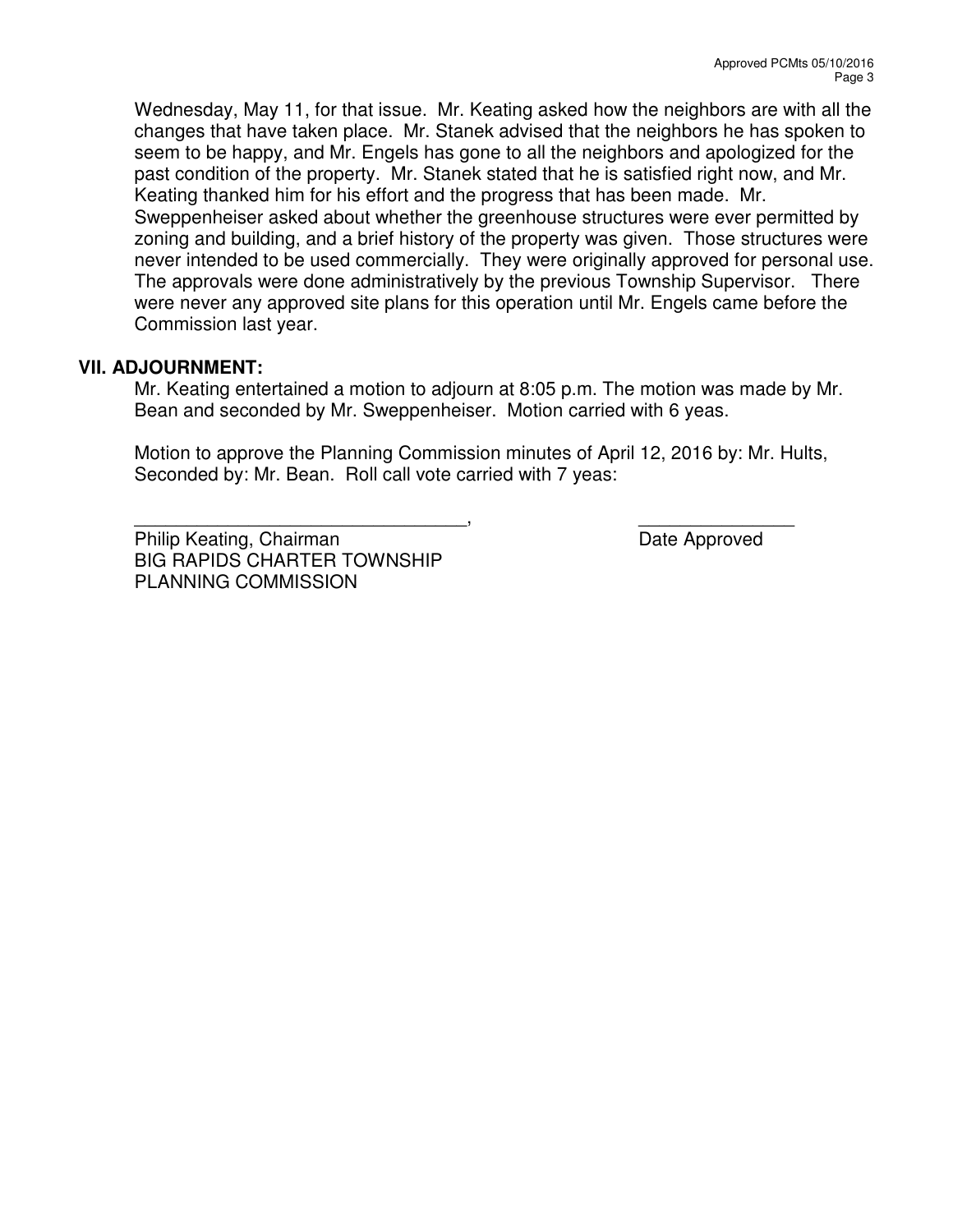Wednesday, May 11, for that issue. Mr. Keating asked how the neighbors are with all the changes that have taken place. Mr. Stanek advised that the neighbors he has spoken to seem to be happy, and Mr. Engels has gone to all the neighbors and apologized for the past condition of the property. Mr. Stanek stated that he is satisfied right now, and Mr. Keating thanked him for his effort and the progress that has been made. Mr. Sweppenheiser asked about whether the greenhouse structures were ever permitted by zoning and building, and a brief history of the property was given. Those structures were never intended to be used commercially. They were originally approved for personal use. The approvals were done administratively by the previous Township Supervisor. There were never any approved site plans for this operation until Mr. Engels came before the Commission last year.

## VII. ADJOURNMENT:

Mr. Keating entertained a motion to adjourn at 8:05 p.m. The motion was made by Mr. Bean and seconded by Mr. Sweppenheiser. Motion carried with 6 yeas.

Motion to approve the Planning Commission minutes of April 12, 2016 by: Mr. Hults, Seconded by: Mr. Bean. Roll call vote carried with 7 yeas:

_________________________________, _______________

Philip Keating, Chairman  
BIG RAPIDS CHARTER TOWNSHIP  
PLANNING COMMISSION

Date Approved